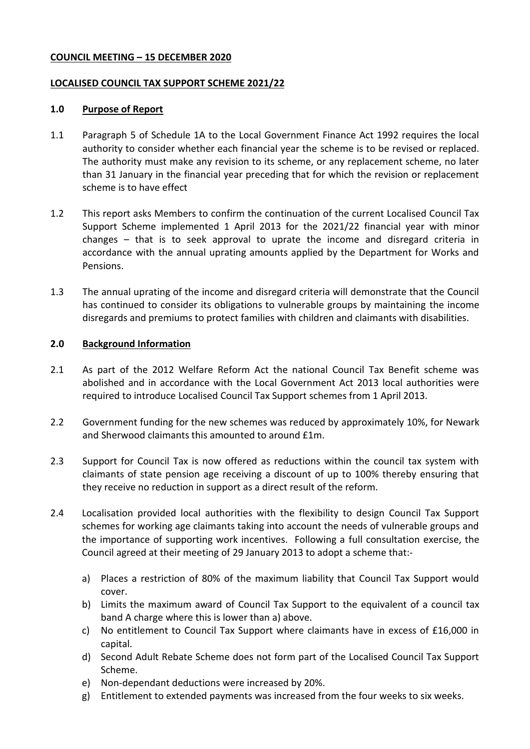**COUNCIL MEETING – 15 DECEMBER 2020**

**LOCALISED COUNCIL TAX SUPPORT SCHEME 2021/22**

## 1.0 Purpose of Report

1.1 Paragraph 5 of Schedule 1A to the Local Government Finance Act 1992 requires the local authority to consider whether each financial year the scheme is to be revised or replaced. The authority must make any revision to its scheme, or any replacement scheme, no later than 31 January in the financial year preceding that for which the revision or replacement scheme is to have effect

1.2 This report asks Members to confirm the continuation of the current Localised Council Tax Support Scheme implemented 1 April 2013 for the 2021/22 financial year with minor changes – that is to seek approval to uprate the income and disregard criteria in accordance with the annual uprating amounts applied by the Department for Works and Pensions.

1.3 The annual uprating of the income and disregard criteria will demonstrate that the Council has continued to consider its obligations to vulnerable groups by maintaining the income disregards and premiums to protect families with children and claimants with disabilities.

## 2.0 Background Information

2.1 As part of the 2012 Welfare Reform Act the national Council Tax Benefit scheme was abolished and in accordance with the Local Government Act 2013 local authorities were required to introduce Localised Council Tax Support schemes from 1 April 2013.

2.2 Government funding for the new schemes was reduced by approximately 10%, for Newark and Sherwood claimants this amounted to around £1m.

2.3 Support for Council Tax is now offered as reductions within the council tax system with claimants of state pension age receiving a discount of up to 100% thereby ensuring that they receive no reduction in support as a direct result of the reform.

2.4 Localisation provided local authorities with the flexibility to design Council Tax Support schemes for working age claimants taking into account the needs of vulnerable groups and the importance of supporting work incentives. Following a full consultation exercise, the Council agreed at their meeting of 29 January 2013 to adopt a scheme that:-

a) Places a restriction of 80% of the maximum liability that Council Tax Support would cover.
b) Limits the maximum award of Council Tax Support to the equivalent of a council tax band A charge where this is lower than a) above.
c) No entitlement to Council Tax Support where claimants have in excess of £16,000 in capital.
d) Second Adult Rebate Scheme does not form part of the Localised Council Tax Support Scheme.
e) Non-dependant deductions were increased by 20%.
g) Entitlement to extended payments was increased from the four weeks to six weeks.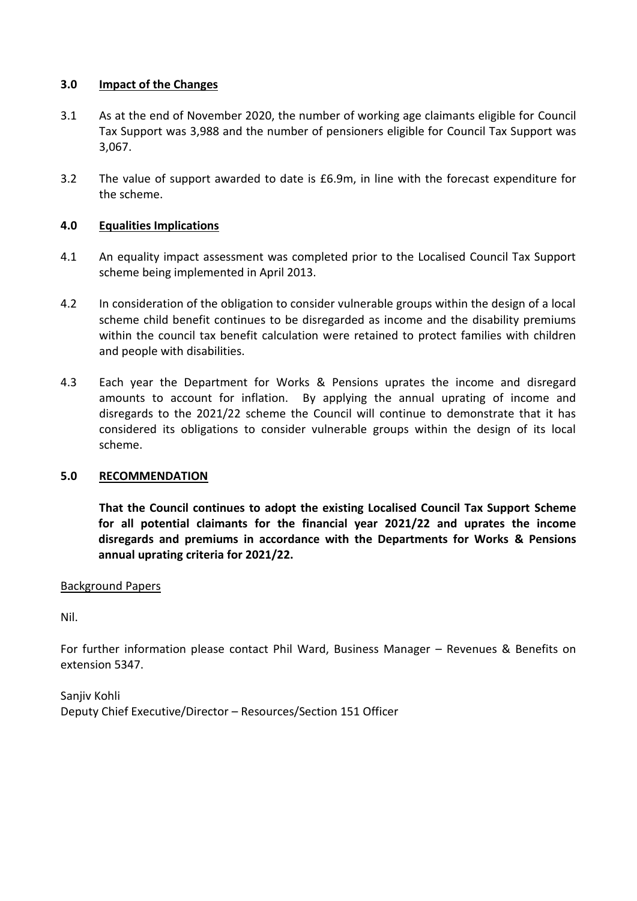## 3.0 Impact of the Changes

3.1 As at the end of November 2020, the number of working age claimants eligible for Council Tax Support was 3,988 and the number of pensioners eligible for Council Tax Support was 3,067.

3.2 The value of support awarded to date is £6.9m, in line with the forecast expenditure for the scheme.

## 4.0 Equalities Implications

4.1 An equality impact assessment was completed prior to the Localised Council Tax Support scheme being implemented in April 2013.

4.2 In consideration of the obligation to consider vulnerable groups within the design of a local scheme child benefit continues to be disregarded as income and the disability premiums within the council tax benefit calculation were retained to protect families with children and people with disabilities.

4.3 Each year the Department for Works & Pensions uprates the income and disregard amounts to account for inflation. By applying the annual uprating of income and disregards to the 2021/22 scheme the Council will continue to demonstrate that it has considered its obligations to consider vulnerable groups within the design of its local scheme.

## 5.0 RECOMMENDATION

**That the Council continues to adopt the existing Localised Council Tax Support Scheme for all potential claimants for the financial year 2021/22 and uprates the income disregards and premiums in accordance with the Departments for Works & Pensions annual uprating criteria for 2021/22.**

Background Papers

Nil.

For further information please contact Phil Ward, Business Manager – Revenues & Benefits on extension 5347.

Sanjiv Kohli
Deputy Chief Executive/Director – Resources/Section 151 Officer